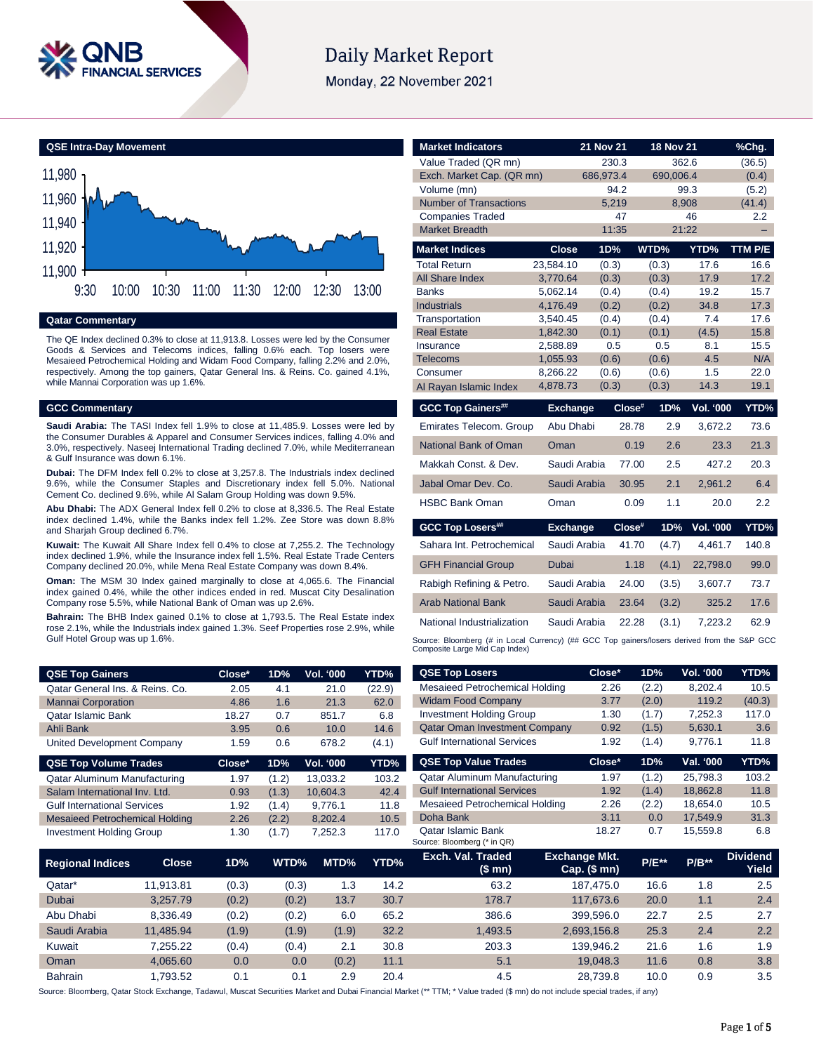# Daily Market Report

Monday, 22 November 2021

## QSE Intra-Day Movement

## Qatar Commentary

The QE Index declined 0.3% to close at 11,913.8. Losses were led by the Consumer Goods & Services and Telecoms indices, falling 0.6% each. Top losers were Mesaieed Petrochemical Holding and Widam Food Company, falling 2.2% and 2.0%, respectively. Among the top gainers, Qatar General Ins. & Reins. Co. gained 4.1%, while Mannai Corporation was up 1.6%.

## GCC Commentary

**Saudi Arabia:** The TASI Index fell 1.9% to close at 11,485.9. Losses were led by the Consumer Durables & Apparel and Consumer Services indices, falling 4.0% and 3.0%, respectively. Naseej International Trading declined 7.0%, while Mediterranean & Gulf Insurance was down 6.1%.

**Dubai:** The DFM Index fell 0.2% to close at 3,257.8. The Industrials index declined 9.6%, while the Consumer Staples and Discretionary index fell 5.0%. National Cement Co. declined 9.6%, while Al Salam Group Holding was down 9.5%.

**Abu Dhabi:** The ADX General Index fell 0.2% to close at 8,336.5. The Real Estate index declined 1.4%, while the Banks index fell 1.2%. Zee Store was down 8.8% and Sharjah Group declined 6.7%.

**Kuwait:** The Kuwait All Share Index fell 0.4% to close at 7,255.2. The Technology index declined 1.9%, while the Insurance index fell 1.5%. Real Estate Trade Centers Company declined 20.0%, while Mena Real Estate Company was down 8.4%.

**Oman:** The MSM 30 Index gained marginally to close at 4,065.6. The Financial index gained 0.4%, while the other indices ended in red. Muscat City Desalination Company rose 5.5%, while National Bank of Oman was up 2.6%.

**Bahrain:** The BHB Index gained 0.1% to close at 1,793.5. The Real Estate index rose 2.1%, while the Industrials index gained 1.3%. Seef Properties rose 2.9%, while Gulf Hotel Group was up 1.6%.

| Market Indicators | 21 Nov 21 | 18 Nov 21 | %Chg. |
|---|---|---|---|
| Value Traded (QR mn) | 230.3 | 362.6 | (36.5) |
| Exch. Market Cap. (QR mn) | 686,973.4 | 690,006.4 | (0.4) |
| Volume (mn) | 94.2 | 99.3 | (5.2) |
| Number of Transactions | 5,219 | 8,908 | (41.4) |
| Companies Traded | 47 | 46 | 2.2 |
| Market Breadth | 11:35 | 21:22 | – |

| Market Indices | Close | 1D% | WTD% | YTD% | TTM P/E |
|---|---|---|---|---|---|
| Total Return | 23,584.10 | (0.3) | (0.3) | 17.6 | 16.6 |
| All Share Index | 3,770.64 | (0.3) | (0.3) | 17.9 | 17.2 |
| Banks | 5,062.14 | (0.4) | (0.4) | 19.2 | 15.7 |
| Industrials | 4,176.49 | (0.2) | (0.2) | 34.8 | 17.3 |
| Transportation | 3,540.45 | (0.4) | (0.4) | 7.4 | 17.6 |
| Real Estate | 1,842.30 | (0.1) | (0.1) | (4.5) | 15.8 |
| Insurance | 2,588.89 | 0.5 | 0.5 | 8.1 | 15.5 |
| Telecoms | 1,055.93 | (0.6) | (0.6) | 4.5 | N/A |
| Consumer | 8,266.22 | (0.6) | (0.6) | 1.5 | 22.0 |
| Al Rayan Islamic Index | 4,878.73 | (0.3) | (0.3) | 14.3 | 19.1 |

| GCC Top Gainers## | Exchange | Close# | 1D% | Vol. '000 | YTD% |
|---|---|---|---|---|---|
| Emirates Telecom. Group | Abu Dhabi | 28.78 | 2.9 | 3,672.2 | 73.6 |
| National Bank of Oman | Oman | 0.19 | 2.6 | 23.3 | 21.3 |
| Makkah Const. & Dev. | Saudi Arabia | 77.00 | 2.5 | 427.2 | 20.3 |
| Jabal Omar Dev. Co. | Saudi Arabia | 30.95 | 2.1 | 2,961.2 | 6.4 |
| HSBC Bank Oman | Oman | 0.09 | 1.1 | 20.0 | 2.2 |

| GCC Top Losers## | Exchange | Close# | 1D% | Vol. '000 | YTD% |
|---|---|---|---|---|---|
| Sahara Int. Petrochemical | Saudi Arabia | 41.70 | (4.7) | 4,461.7 | 140.8 |
| GFH Financial Group | Dubai | 1.18 | (4.1) | 22,798.0 | 99.0 |
| Rabigh Refining & Petro. | Saudi Arabia | 24.00 | (3.5) | 3,607.7 | 73.7 |
| Arab National Bank | Saudi Arabia | 23.64 | (3.2) | 325.2 | 17.6 |
| National Industrialization | Saudi Arabia | 22.28 | (3.1) | 7,223.2 | 62.9 |

Source: Bloomberg (# in Local Currency) (## GCC Top gainers/losers derived from the S&P GCC Composite Large Mid Cap Index)

| QSE Top Gainers | Close* | 1D% | Vol. '000 | YTD% |
|---|---|---|---|---|
| Qatar General Ins. & Reins. Co. | 2.05 | 4.1 | 21.0 | (22.9) |
| Mannai Corporation | 4.86 | 1.6 | 21.3 | 62.0 |
| Qatar Islamic Bank | 18.27 | 0.7 | 851.7 | 6.8 |
| Ahli Bank | 3.95 | 0.6 | 10.0 | 14.6 |
| United Development Company | 1.59 | 0.6 | 678.2 | (4.1) |

| QSE Top Volume Trades | Close* | 1D% | Vol. '000 | YTD% |
|---|---|---|---|---|
| Qatar Aluminum Manufacturing | 1.97 | (1.2) | 13,033.2 | 103.2 |
| Salam International Inv. Ltd. | 0.93 | (1.3) | 10,604.3 | 42.4 |
| Gulf International Services | 1.92 | (1.4) | 9,776.1 | 11.8 |
| Mesaieed Petrochemical Holding | 2.26 | (2.2) | 8,202.4 | 10.5 |
| Investment Holding Group | 1.30 | (1.7) | 7,252.3 | 117.0 |

| QSE Top Losers | Close* | 1D% | Vol. '000 | YTD% |
|---|---|---|---|---|
| Mesaieed Petrochemical Holding | 2.26 | (2.2) | 8,202.4 | 10.5 |
| Widam Food Company | 3.77 | (2.0) | 119.2 | (40.3) |
| Investment Holding Group | 1.30 | (1.7) | 7,252.3 | 117.0 |
| Qatar Oman Investment Company | 0.92 | (1.5) | 5,630.1 | 3.6 |
| Gulf International Services | 1.92 | (1.4) | 9,776.1 | 11.8 |

| QSE Top Value Trades | Close* | 1D% | Val. '000 | YTD% |
|---|---|---|---|---|
| Qatar Aluminum Manufacturing | 1.97 | (1.2) | 25,798.3 | 103.2 |
| Gulf International Services | 1.92 | (1.4) | 18,862.8 | 11.8 |
| Mesaieed Petrochemical Holding | 2.26 | (2.2) | 18,654.0 | 10.5 |
| Doha Bank | 3.11 | 0.0 | 17,549.9 | 31.3 |
| Qatar Islamic Bank | 18.27 | 0.7 | 15,559.8 | 6.8 |

Source: Bloomberg (* in QR)

| Regional Indices | Close | 1D% | WTD% | MTD% | YTD% | Exch. Val. Traded ($ mn) | Exchange Mkt. Cap. ($ mn) | P/E** | P/B** | Dividend Yield |
|---|---|---|---|---|---|---|---|---|---|---|
| Qatar* | 11,913.81 | (0.3) | (0.3) | 1.3 | 14.2 | 63.2 | 187,475.0 | 16.6 | 1.8 | 2.5 |
| Dubai | 3,257.79 | (0.2) | (0.2) | 13.7 | 30.7 | 178.7 | 117,673.6 | 20.0 | 1.1 | 2.4 |
| Abu Dhabi | 8,336.49 | (0.2) | (0.2) | 6.0 | 65.2 | 386.6 | 399,596.0 | 22.7 | 2.5 | 2.7 |
| Saudi Arabia | 11,485.94 | (1.9) | (1.9) | (1.9) | 32.2 | 1,493.5 | 2,693,156.8 | 25.3 | 2.4 | 2.2 |
| Kuwait | 7,255.22 | (0.4) | (0.4) | 2.1 | 30.8 | 203.3 | 139,946.2 | 21.6 | 1.6 | 1.9 |
| Oman | 4,065.60 | 0.0 | 0.0 | (0.2) | 11.1 | 5.1 | 19,048.3 | 11.6 | 0.8 | 3.8 |
| Bahrain | 1,793.52 | 0.1 | 0.1 | 2.9 | 20.4 | 4.5 | 28,739.8 | 10.0 | 0.9 | 3.5 |

Source: Bloomberg, Qatar Stock Exchange, Tadawul, Muscat Securities Market and Dubai Financial Market (** TTM; * Value traded ($ mn) do not include special trades, if any)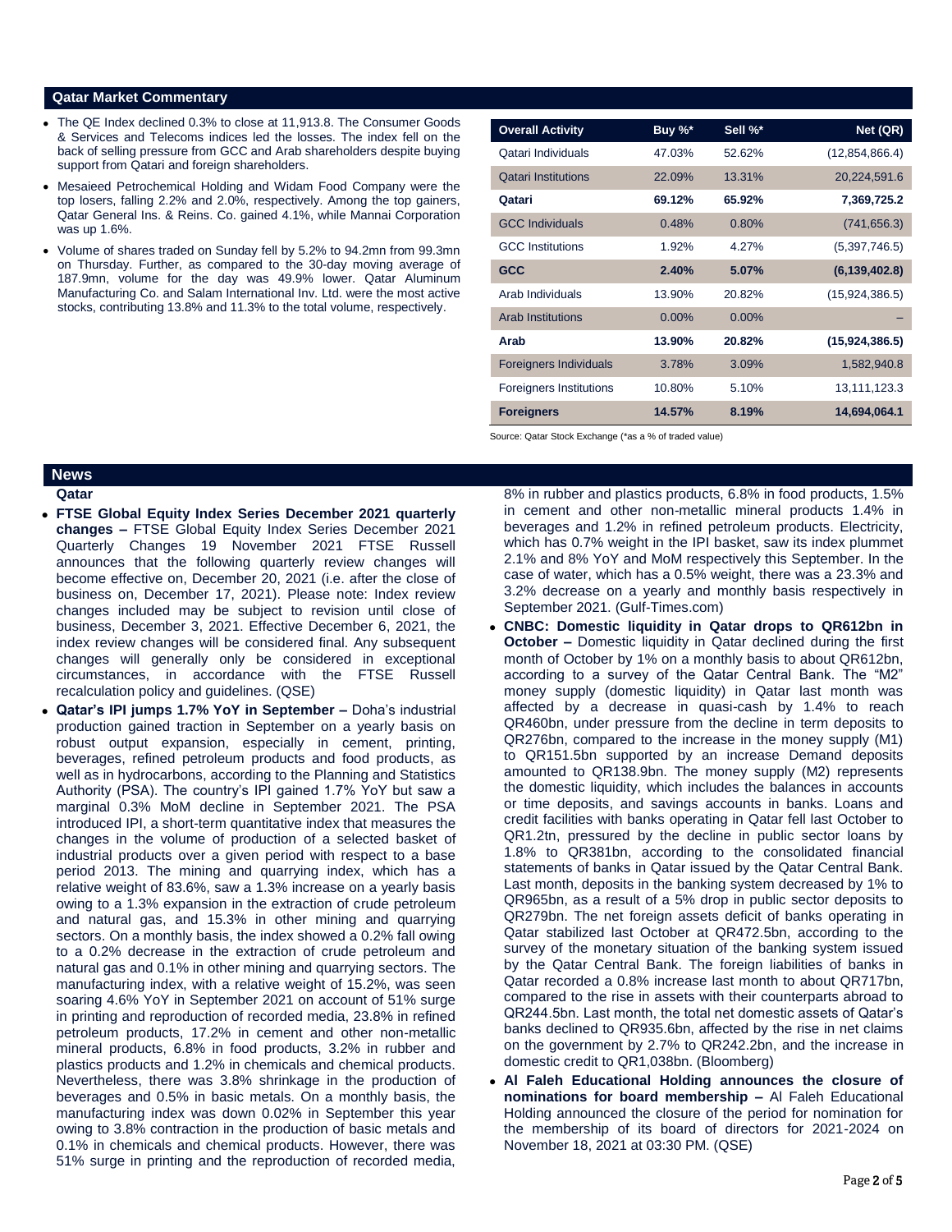## Qatar Market Commentary

- The QE Index declined 0.3% to close at 11,913.8. The Consumer Goods & Services and Telecoms indices led the losses. The index fell on the back of selling pressure from GCC and Arab shareholders despite buying support from Qatari and foreign shareholders.
- Mesaieed Petrochemical Holding and Widam Food Company were the top losers, falling 2.2% and 2.0%, respectively. Among the top gainers, Qatar General Ins. & Reins. Co. gained 4.1%, while Mannai Corporation was up 1.6%.
- Volume of shares traded on Sunday fell by 5.2% to 94.2mn from 99.3mn on Thursday. Further, as compared to the 30-day moving average of 187.9mn, volume for the day was 49.9% lower. Qatar Aluminum Manufacturing Co. and Salam International Inv. Ltd. were the most active stocks, contributing 13.8% and 11.3% to the total volume, respectively.

| Overall Activity | Buy %* | Sell %* | Net (QR) |
|---|---|---|---|
| Qatari Individuals | 47.03% | 52.62% | (12,854,866.4) |
| Qatari Institutions | 22.09% | 13.31% | 20,224,591.6 |
| **Qatari** | **69.12%** | **65.92%** | **7,369,725.2** |
| GCC Individuals | 0.48% | 0.80% | (741,656.3) |
| GCC Institutions | 1.92% | 4.27% | (5,397,746.5) |
| **GCC** | **2.40%** | **5.07%** | **(6,139,402.8)** |
| Arab Individuals | 13.90% | 20.82% | (15,924,386.5) |
| Arab Institutions | 0.00% | 0.00% | – |
| **Arab** | **13.90%** | **20.82%** | **(15,924,386.5)** |
| Foreigners Individuals | 3.78% | 3.09% | 1,582,940.8 |
| Foreigners Institutions | 10.80% | 5.10% | 13,111,123.3 |
| **Foreigners** | **14.57%** | **8.19%** | **14,694,064.1** |

Source: Qatar Stock Exchange (*as a % of traded value)

## News

### Qatar

- **FTSE Global Equity Index Series December 2021 quarterly changes –** FTSE Global Equity Index Series December 2021 Quarterly Changes 19 November 2021 FTSE Russell announces that the following quarterly review changes will become effective on, December 20, 2021 (i.e. after the close of business on, December 17, 2021). Please note: Index review changes included may be subject to revision until close of business, December 3, 2021. Effective December 6, 2021, the index review changes will be considered final. Any subsequent changes will generally only be considered in exceptional circumstances, in accordance with the FTSE Russell recalculation policy and guidelines. (QSE)
- **Qatar's IPI jumps 1.7% YoY in September –** Doha's industrial production gained traction in September on a yearly basis on robust output expansion, especially in cement, printing, beverages, refined petroleum products and food products, as well as in hydrocarbons, according to the Planning and Statistics Authority (PSA). The country's IPI gained 1.7% YoY but saw a marginal 0.3% MoM decline in September 2021. The PSA introduced IPI, a short-term quantitative index that measures the changes in the volume of production of a selected basket of industrial products over a given period with respect to a base period 2013. The mining and quarrying index, which has a relative weight of 83.6%, saw a 1.3% increase on a yearly basis owing to a 1.3% expansion in the extraction of crude petroleum and natural gas, and 15.3% in other mining and quarrying sectors. On a monthly basis, the index showed a 0.2% fall owing to a 0.2% decrease in the extraction of crude petroleum and natural gas and 0.1% in other mining and quarrying sectors. The manufacturing index, with a relative weight of 15.2%, was seen soaring 4.6% YoY in September 2021 on account of 51% surge in printing and reproduction of recorded media, 23.8% in refined petroleum products, 17.2% in cement and other non-metallic mineral products, 6.8% in food products, 3.2% in rubber and plastics products and 1.2% in chemicals and chemical products. Nevertheless, there was 3.8% shrinkage in the production of beverages and 0.5% in basic metals. On a monthly basis, the manufacturing index was down 0.02% in September this year owing to 3.8% contraction in the production of basic metals and 0.1% in chemicals and chemical products. However, there was 51% surge in printing and the reproduction of recorded media, 8% in rubber and plastics products, 6.8% in food products, 1.5% in cement and other non-metallic mineral products 1.4% in beverages and 1.2% in refined petroleum products. Electricity, which has 0.7% weight in the IPI basket, saw its index plummet 2.1% and 8% YoY and MoM respectively this September. In the case of water, which has a 0.5% weight, there was a 23.3% and 3.2% decrease on a yearly and monthly basis respectively in September 2021. (Gulf-Times.com)
- **CNBC: Domestic liquidity in Qatar drops to QR612bn in October –** Domestic liquidity in Qatar declined during the first month of October by 1% on a monthly basis to about QR612bn, according to a survey of the Qatar Central Bank. The "M2" money supply (domestic liquidity) in Qatar last month was affected by a decrease in quasi-cash by 1.4% to reach QR460bn, under pressure from the decline in term deposits to QR276bn, compared to the increase in the money supply (M1) to QR151.5bn supported by an increase Demand deposits amounted to QR138.9bn. The money supply (M2) represents the domestic liquidity, which includes the balances in accounts or time deposits, and savings accounts in banks. Loans and credit facilities with banks operating in Qatar fell last October to QR1.2tn, pressured by the decline in public sector loans by 1.8% to QR381bn, according to the consolidated financial statements of banks in Qatar issued by the Qatar Central Bank. Last month, deposits in the banking system decreased by 1% to QR965bn, as a result of a 5% drop in public sector deposits to QR279bn. The net foreign assets deficit of banks operating in Qatar stabilized last October at QR472.5bn, according to the survey of the monetary situation of the banking system issued by the Qatar Central Bank. The foreign liabilities of banks in Qatar recorded a 0.8% increase last month to about QR717bn, compared to the rise in assets with their counterparts abroad to QR244.5bn. Last month, the total net domestic assets of Qatar's banks declined to QR935.6bn, affected by the rise in net claims on the government by 2.7% to QR242.2bn, and the increase in domestic credit to QR1,038bn. (Bloomberg)
- **Al Faleh Educational Holding announces the closure of nominations for board membership –** Al Faleh Educational Holding announced the closure of the period for nomination for the membership of its board of directors for 2021-2024 on November 18, 2021 at 03:30 PM. (QSE)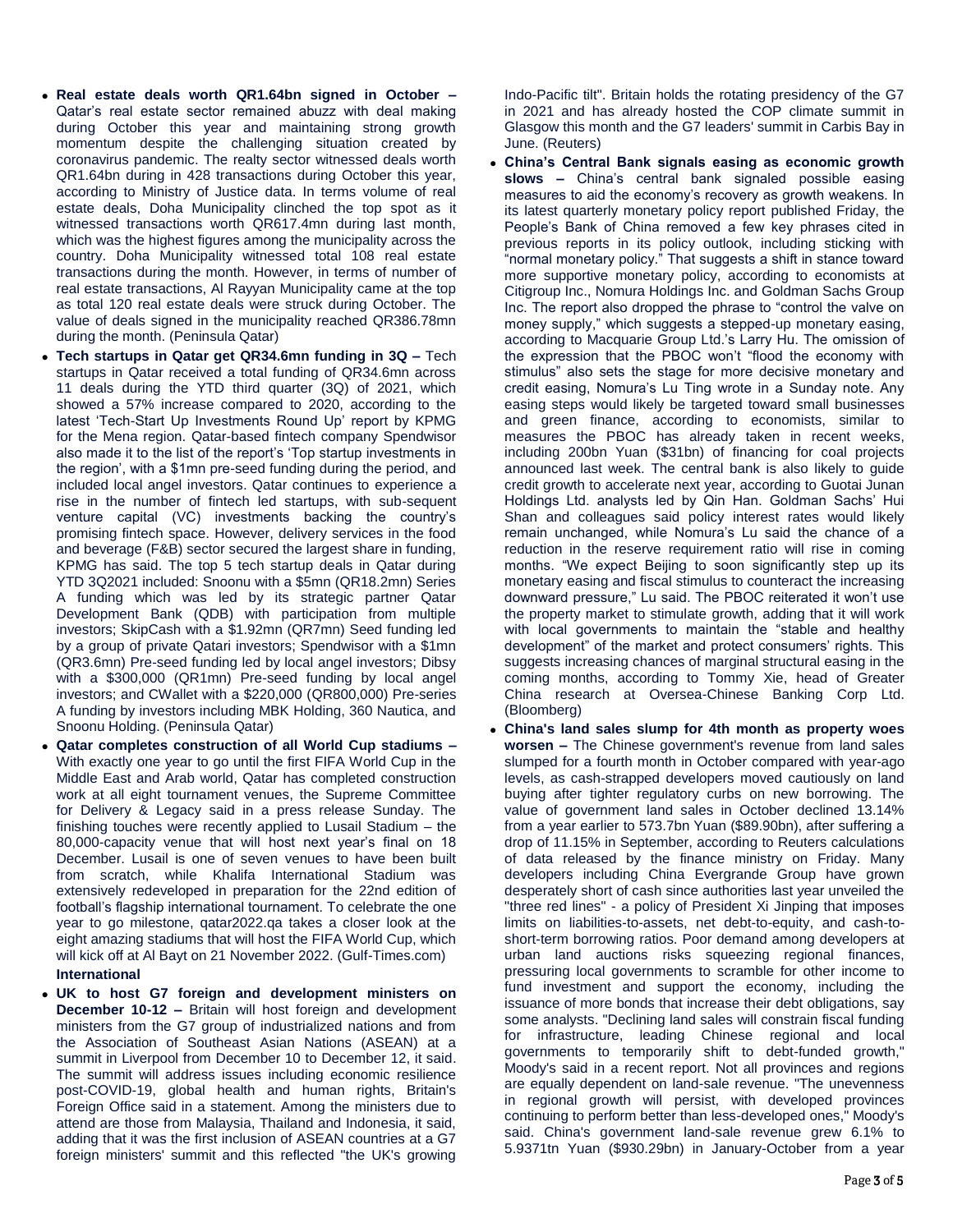- **Real estate deals worth QR1.64bn signed in October –** Qatar's real estate sector remained abuzz with deal making during October this year and maintaining strong growth momentum despite the challenging situation created by coronavirus pandemic. The realty sector witnessed deals worth QR1.64bn during in 428 transactions during October this year, according to Ministry of Justice data. In terms volume of real estate deals, Doha Municipality clinched the top spot as it witnessed transactions worth QR617.4mn during last month, which was the highest figures among the municipality across the country. Doha Municipality witnessed total 108 real estate transactions during the month. However, in terms of number of real estate transactions, Al Rayyan Municipality came at the top as total 120 real estate deals were struck during October. The value of deals signed in the municipality reached QR386.78mn during the month. (Peninsula Qatar)
- **Tech startups in Qatar get QR34.6mn funding in 3Q –** Tech startups in Qatar received a total funding of QR34.6mn across 11 deals during the YTD third quarter (3Q) of 2021, which showed a 57% increase compared to 2020, according to the latest 'Tech-Start Up Investments Round Up' report by KPMG for the Mena region. Qatar-based fintech company Spendwisor also made it to the list of the report's 'Top startup investments in the region', with a $1mn pre-seed funding during the period, and included local angel investors. Qatar continues to experience a rise in the number of fintech led startups, with sub-sequent venture capital (VC) investments backing the country's promising fintech space. However, delivery services in the food and beverage (F&B) sector secured the largest share in funding, KPMG has said. The top 5 tech startup deals in Qatar during YTD 3Q2021 included: Snoonu with a $5mn (QR18.2mn) Series A funding which was led by its strategic partner Qatar Development Bank (QDB) with participation from multiple investors; SkipCash with a $1.92mn (QR7mn) Seed funding led by a group of private Qatari investors; Spendwisor with a $1mn (QR3.6mn) Pre-seed funding led by local angel investors; Dibsy with a $300,000 (QR1mn) Pre-seed funding by local angel investors; and CWallet with a $220,000 (QR800,000) Pre-series A funding by investors including MBK Holding, 360 Nautica, and Snoonu Holding. (Peninsula Qatar)
- **Qatar completes construction of all World Cup stadiums –** With exactly one year to go until the first FIFA World Cup in the Middle East and Arab world, Qatar has completed construction work at all eight tournament venues, the Supreme Committee for Delivery & Legacy said in a press release Sunday. The finishing touches were recently applied to Lusail Stadium – the 80,000-capacity venue that will host next year's final on 18 December. Lusail is one of seven venues to have been built from scratch, while Khalifa International Stadium was extensively redeveloped in preparation for the 22nd edition of football's flagship international tournament. To celebrate the one year to go milestone, qatar2022.qa takes a closer look at the eight amazing stadiums that will host the FIFA World Cup, which will kick off at Al Bayt on 21 November 2022. (Gulf-Times.com)

**International**

- **UK to host G7 foreign and development ministers on December 10-12 –** Britain will host foreign and development ministers from the G7 group of industrialized nations and from the Association of Southeast Asian Nations (ASEAN) at a summit in Liverpool from December 10 to December 12, it said. The summit will address issues including economic resilience post-COVID-19, global health and human rights, Britain's Foreign Office said in a statement. Among the ministers due to attend are those from Malaysia, Thailand and Indonesia, it said, adding that it was the first inclusion of ASEAN countries at a G7 foreign ministers' summit and this reflected "the UK's growing Indo-Pacific tilt". Britain holds the rotating presidency of the G7 in 2021 and has already hosted the COP climate summit in Glasgow this month and the G7 leaders' summit in Carbis Bay in June. (Reuters)
- **China's Central Bank signals easing as economic growth slows –** China's central bank signaled possible easing measures to aid the economy's recovery as growth weakens. In its latest quarterly monetary policy report published Friday, the People's Bank of China removed a few key phrases cited in previous reports in its policy outlook, including sticking with "normal monetary policy." That suggests a shift in stance toward more supportive monetary policy, according to economists at Citigroup Inc., Nomura Holdings Inc. and Goldman Sachs Group Inc. The report also dropped the phrase to "control the valve on money supply," which suggests a stepped-up monetary easing, according to Macquarie Group Ltd.'s Larry Hu. The omission of the expression that the PBOC won't "flood the economy with stimulus" also sets the stage for more decisive monetary and credit easing, Nomura's Lu Ting wrote in a Sunday note. Any easing steps would likely be targeted toward small businesses and green finance, according to economists, similar to measures the PBOC has already taken in recent weeks, including 200bn Yuan ($31bn) of financing for coal projects announced last week. The central bank is also likely to guide credit growth to accelerate next year, according to Guotai Junan Holdings Ltd. analysts led by Qin Han. Goldman Sachs' Hui Shan and colleagues said policy interest rates would likely remain unchanged, while Nomura's Lu said the chance of a reduction in the reserve requirement ratio will rise in coming months. "We expect Beijing to soon significantly step up its monetary easing and fiscal stimulus to counteract the increasing downward pressure," Lu said. The PBOC reiterated it won't use the property market to stimulate growth, adding that it will work with local governments to maintain the "stable and healthy development" of the market and protect consumers' rights. This suggests increasing chances of marginal structural easing in the coming months, according to Tommy Xie, head of Greater China research at Oversea-Chinese Banking Corp Ltd. (Bloomberg)
- **China's land sales slump for 4th month as property woes worsen –** The Chinese government's revenue from land sales slumped for a fourth month in October compared with year-ago levels, as cash-strapped developers moved cautiously on land buying after tighter regulatory curbs on new borrowing. The value of government land sales in October declined 13.14% from a year earlier to 573.7bn Yuan ($89.90bn), after suffering a drop of 11.15% in September, according to Reuters calculations of data released by the finance ministry on Friday. Many developers including China Evergrande Group have grown desperately short of cash since authorities last year unveiled the "three red lines" - a policy of President Xi Jinping that imposes limits on liabilities-to-assets, net debt-to-equity, and cash-to-short-term borrowing ratios. Poor demand among developers at urban land auctions risks squeezing regional finances, pressuring local governments to scramble for other income to fund investment and support the economy, including the issuance of more bonds that increase their debt obligations, say some analysts. "Declining land sales will constrain fiscal funding for infrastructure, leading Chinese regional and local governments to temporarily shift to debt-funded growth," Moody's said in a recent report. Not all provinces and regions are equally dependent on land-sale revenue. "The unevenness in regional growth will persist, with developed provinces continuing to perform better than less-developed ones," Moody's said. China's government land-sale revenue grew 6.1% to 5.9371tn Yuan ($930.29bn) in January-October from a year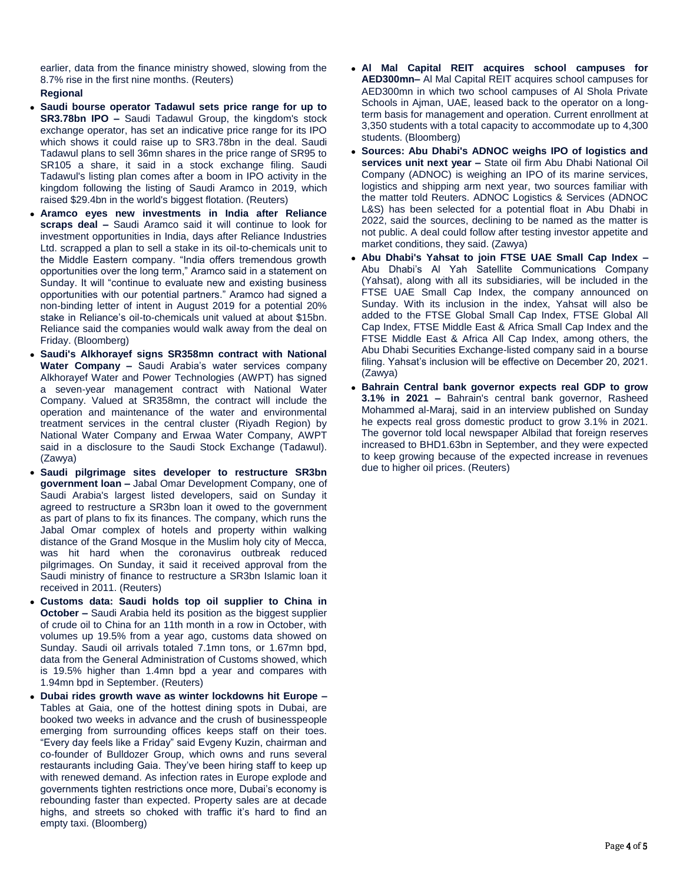earlier, data from the finance ministry showed, slowing from the 8.7% rise in the first nine months. (Reuters)

**Regional**

- **Saudi bourse operator Tadawul sets price range for up to SR3.78bn IPO –** Saudi Tadawul Group, the kingdom's stock exchange operator, has set an indicative price range for its IPO which shows it could raise up to SR3.78bn in the deal. Saudi Tadawul plans to sell 36mn shares in the price range of SR95 to SR105 a share, it said in a stock exchange filing. Saudi Tadawul's listing plan comes after a boom in IPO activity in the kingdom following the listing of Saudi Aramco in 2019, which raised $29.4bn in the world's biggest flotation. (Reuters)
- **Aramco eyes new investments in India after Reliance scraps deal –** Saudi Aramco said it will continue to look for investment opportunities in India, days after Reliance Industries Ltd. scrapped a plan to sell a stake in its oil-to-chemicals unit to the Middle Eastern company. "India offers tremendous growth opportunities over the long term," Aramco said in a statement on Sunday. It will "continue to evaluate new and existing business opportunities with our potential partners." Aramco had signed a non-binding letter of intent in August 2019 for a potential 20% stake in Reliance's oil-to-chemicals unit valued at about $15bn. Reliance said the companies would walk away from the deal on Friday. (Bloomberg)
- **Saudi's Alkhorayef signs SR358mn contract with National Water Company –** Saudi Arabia's water services company Alkhorayef Water and Power Technologies (AWPT) has signed a seven-year management contract with National Water Company. Valued at SR358mn, the contract will include the operation and maintenance of the water and environmental treatment services in the central cluster (Riyadh Region) by National Water Company and Erwaa Water Company, AWPT said in a disclosure to the Saudi Stock Exchange (Tadawul). (Zawya)
- **Saudi pilgrimage sites developer to restructure SR3bn government loan –** Jabal Omar Development Company, one of Saudi Arabia's largest listed developers, said on Sunday it agreed to restructure a SR3bn loan it owed to the government as part of plans to fix its finances. The company, which runs the Jabal Omar complex of hotels and property within walking distance of the Grand Mosque in the Muslim holy city of Mecca, was hit hard when the coronavirus outbreak reduced pilgrimages. On Sunday, it said it received approval from the Saudi ministry of finance to restructure a SR3bn Islamic loan it received in 2011. (Reuters)
- **Customs data: Saudi holds top oil supplier to China in October –** Saudi Arabia held its position as the biggest supplier of crude oil to China for an 11th month in a row in October, with volumes up 19.5% from a year ago, customs data showed on Sunday. Saudi oil arrivals totaled 7.1mn tons, or 1.67mn bpd, data from the General Administration of Customs showed, which is 19.5% higher than 1.4mn bpd a year and compares with 1.94mn bpd in September. (Reuters)
- **Dubai rides growth wave as winter lockdowns hit Europe –** Tables at Gaia, one of the hottest dining spots in Dubai, are booked two weeks in advance and the crush of businesspeople emerging from surrounding offices keeps staff on their toes. "Every day feels like a Friday" said Evgeny Kuzin, chairman and co-founder of Bulldozer Group, which owns and runs several restaurants including Gaia. They've been hiring staff to keep up with renewed demand. As infection rates in Europe explode and governments tighten restrictions once more, Dubai's economy is rebounding faster than expected. Property sales are at decade highs, and streets so choked with traffic it's hard to find an empty taxi. (Bloomberg)
- **Al Mal Capital REIT acquires school campuses for AED300mn–** Al Mal Capital REIT acquires school campuses for AED300mn in which two school campuses of Al Shola Private Schools in Ajman, UAE, leased back to the operator on a long-term basis for management and operation. Current enrollment at 3,350 students with a total capacity to accommodate up to 4,300 students. (Bloomberg)
- **Sources: Abu Dhabi's ADNOC weighs IPO of logistics and services unit next year –** State oil firm Abu Dhabi National Oil Company (ADNOC) is weighing an IPO of its marine services, logistics and shipping arm next year, two sources familiar with the matter told Reuters. ADNOC Logistics & Services (ADNOC L&S) has been selected for a potential float in Abu Dhabi in 2022, said the sources, declining to be named as the matter is not public. A deal could follow after testing investor appetite and market conditions, they said. (Zawya)
- **Abu Dhabi's Yahsat to join FTSE UAE Small Cap Index –** Abu Dhabi's Al Yah Satellite Communications Company (Yahsat), along with all its subsidiaries, will be included in the FTSE UAE Small Cap Index, the company announced on Sunday. With its inclusion in the index, Yahsat will also be added to the FTSE Global Small Cap Index, FTSE Global All Cap Index, FTSE Middle East & Africa Small Cap Index and the FTSE Middle East & Africa All Cap Index, among others, the Abu Dhabi Securities Exchange-listed company said in a bourse filing. Yahsat's inclusion will be effective on December 20, 2021. (Zawya)
- **Bahrain Central bank governor expects real GDP to grow 3.1% in 2021 –** Bahrain's central bank governor, Rasheed Mohammed al-Maraj, said in an interview published on Sunday he expects real gross domestic product to grow 3.1% in 2021. The governor told local newspaper Albilad that foreign reserves increased to BHD1.63bn in September, and they were expected to keep growing because of the expected increase in revenues due to higher oil prices. (Reuters)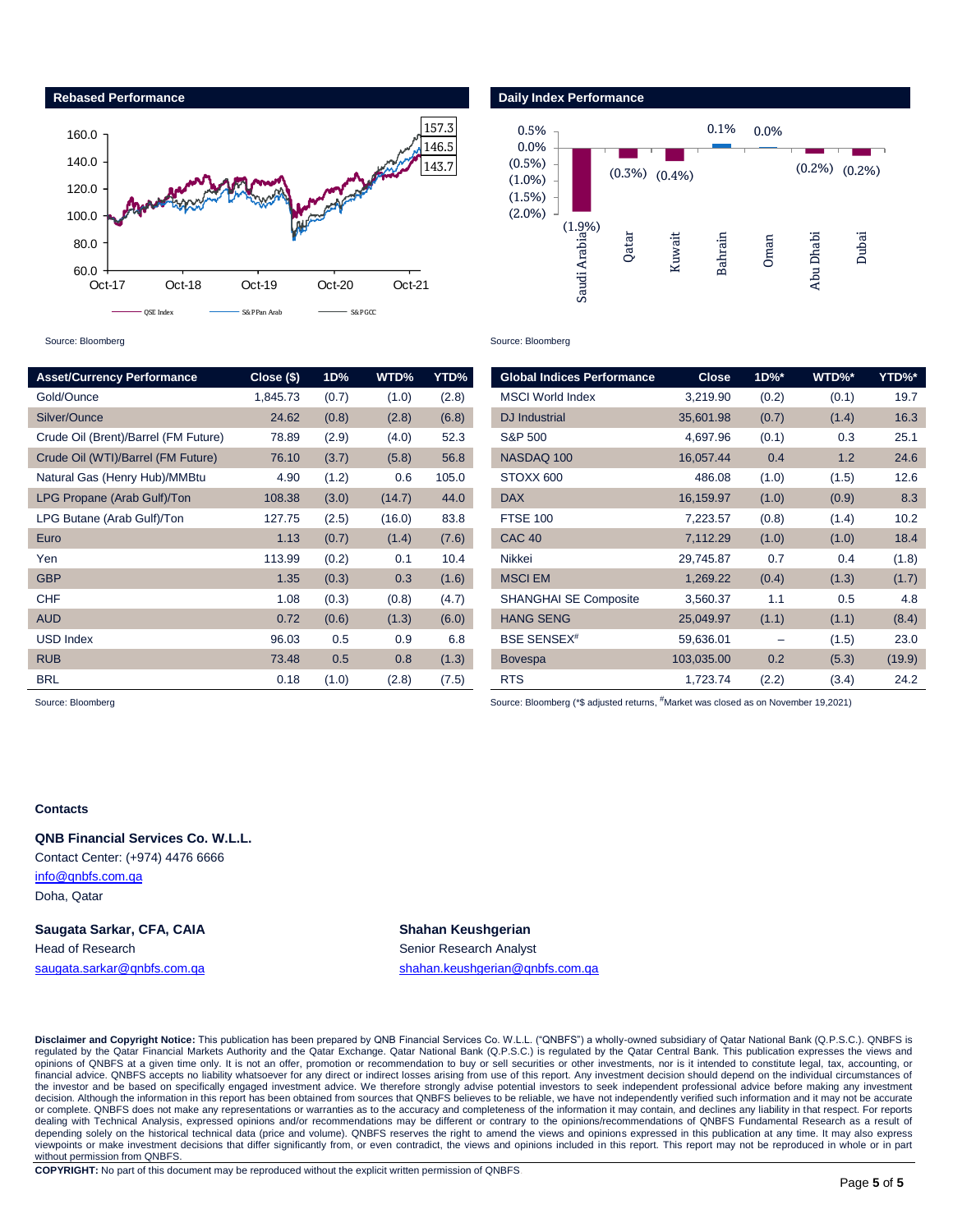**Rebased Performance**

160.0
140.0
120.0
100.0
80.0
60.0

Oct-17 Oct-18 Oct-19 Oct-20 Oct-21

157.3
146.5
143.7

QSE Index S&P Pan Arab S&P GCC

Source: Bloomberg

**Daily Index Performance**

0.5%
0.0%
(0.5%)
(1.0%)
(1.5%)
(2.0%)

(1.9%) (0.3%) (0.4%) 0.1% 0.0% (0.2%) (0.2%)

Saudi Arabia Qatar Kuwait Bahrain Oman Abu Dhabi Dubai

Source: Bloomberg

| Asset/Currency Performance | Close ($) | 1D% | WTD% | YTD% |
|---|---|---|---|---|
| Gold/Ounce | 1,845.73 | (0.7) | (1.0) | (2.8) |
| Silver/Ounce | 24.62 | (0.8) | (2.8) | (6.8) |
| Crude Oil (Brent)/Barrel (FM Future) | 78.89 | (2.9) | (4.0) | 52.3 |
| Crude Oil (WTI)/Barrel (FM Future) | 76.10 | (3.7) | (5.8) | 56.8 |
| Natural Gas (Henry Hub)/MMBtu | 4.90 | (1.2) | 0.6 | 105.0 |
| LPG Propane (Arab Gulf)/Ton | 108.38 | (3.0) | (14.7) | 44.0 |
| LPG Butane (Arab Gulf)/Ton | 127.75 | (2.5) | (16.0) | 83.8 |
| Euro | 1.13 | (0.7) | (1.4) | (7.6) |
| Yen | 113.99 | (0.2) | 0.1 | 10.4 |
| GBP | 1.35 | (0.3) | 0.3 | (1.6) |
| CHF | 1.08 | (0.3) | (0.8) | (4.7) |
| AUD | 0.72 | (0.6) | (1.3) | (6.0) |
| USD Index | 96.03 | 0.5 | 0.9 | 6.8 |
| RUB | 73.48 | 0.5 | 0.8 | (1.3) |
| BRL | 0.18 | (1.0) | (2.8) | (7.5) |

Source: Bloomberg

| Global Indices Performance | Close | 1D%* | WTD%* | YTD%* |
|---|---|---|---|---|
| MSCI World Index | 3,219.90 | (0.2) | (0.1) | 19.7 |
| DJ Industrial | 35,601.98 | (0.7) | (1.4) | 16.3 |
| S&P 500 | 4,697.96 | (0.1) | 0.3 | 25.1 |
| NASDAQ 100 | 16,057.44 | 0.4 | 1.2 | 24.6 |
| STOXX 600 | 486.08 | (1.0) | (1.5) | 12.6 |
| DAX | 16,159.97 | (1.0) | (0.9) | 8.3 |
| FTSE 100 | 7,223.57 | (0.8) | (1.4) | 10.2 |
| CAC 40 | 7,112.29 | (1.0) | (1.0) | 18.4 |
| Nikkei | 29,745.87 | 0.7 | 0.4 | (1.8) |
| MSCI EM | 1,269.22 | (0.4) | (1.3) | (1.7) |
| SHANGHAI SE Composite | 3,560.37 | 1.1 | 0.5 | 4.8 |
| HANG SENG | 25,049.97 | (1.1) | (1.1) | (8.4) |
| BSE SENSEX# | 59,636.01 | – | (1.5) | 23.0 |
| Bovespa | 103,035.00 | 0.2 | (5.3) | (19.9) |
| RTS | 1,723.74 | (2.2) | (3.4) | 24.2 |

Source: Bloomberg (*$ adjusted returns, #Market was closed as on November 19,2021)

**Contacts**

**QNB Financial Services Co. W.L.L.**
Contact Center: (+974) 4476 6666
info@qnbfs.com.qa
Doha, Qatar

**Saugata Sarkar, CFA, CAIA**
Head of Research
saugata.sarkar@qnbfs.com.qa

**Shahan Keushgerian**
Senior Research Analyst
shahan.keushgerian@qnbfs.com.qa

**Disclaimer and Copyright Notice:** This publication has been prepared by QNB Financial Services Co. W.L.L. ("QNBFS") a wholly-owned subsidiary of Qatar National Bank (Q.P.S.C.). QNBFS is regulated by the Qatar Financial Markets Authority and the Qatar Exchange. Qatar National Bank (Q.P.S.C.) is regulated by the Qatar Central Bank. This publication expresses the views and opinions of QNBFS at a given time only. It is not an offer, promotion or recommendation to buy or sell securities or other investments, nor is it intended to constitute legal, tax, accounting, or financial advice. QNBFS accepts no liability whatsoever for any direct or indirect losses arising from use of this report. Any investment decision should depend on the individual circumstances of the investor and be based on specifically engaged investment advice. We therefore strongly advise potential investors to seek independent professional advice before making any investment decision. Although the information in this report has been obtained from sources that QNBFS believes to be reliable, we have not independently verified such information and it may not be accurate or complete. QNBFS does not make any representations or warranties as to the accuracy and completeness of the information it may contain, and declines any liability in that respect. For reports dealing with Technical Analysis, expressed opinions and/or recommendations may be different or contrary to the opinions/recommendations of QNBFS Fundamental Research as a result of depending solely on the historical technical data (price and volume). QNBFS reserves the right to amend the views and opinions expressed in this publication at any time. It may also express viewpoints or make investment decisions that differ significantly from, or even contradict, the views and opinions included in this report. This report may not be reproduced in whole or in part without permission from QNBFS.

**COPYRIGHT:** No part of this document may be reproduced without the explicit written permission of QNBFS.